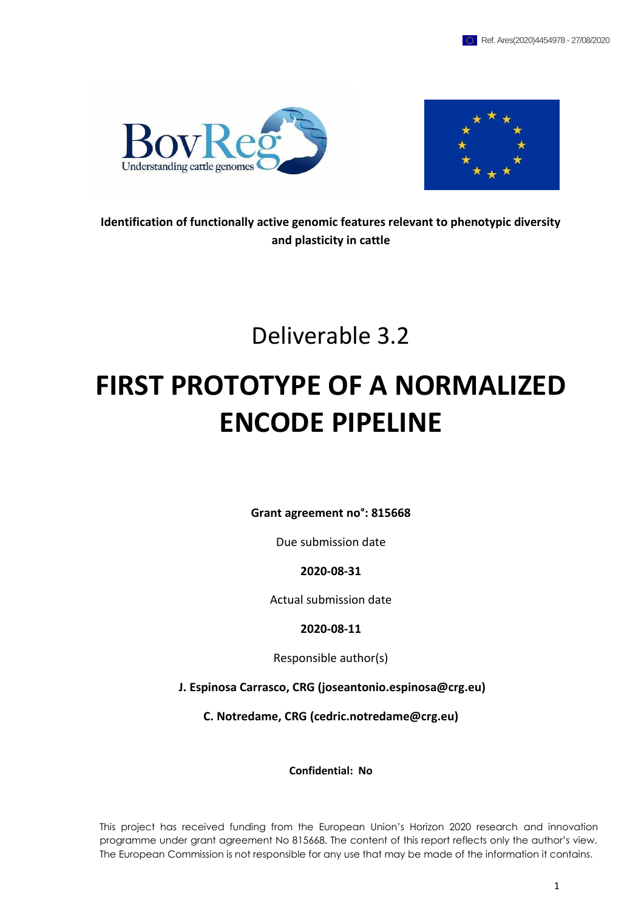Ref. Ares(2020)4454978 - 27/08/2020

**Identification of functionally active genomic features relevant to phenotypic diversity and plasticity in cattle**

Deliverable 3.2

# FIRST PROTOTYPE OF A NORMALIZED ENCODE PIPELINE

**Grant agreement no°: 815668**

Due submission date

**2020-08-31**

Actual submission date

**2020-08-11**

Responsible author(s)

**J. Espinosa Carrasco, CRG (joseantonio.espinosa@crg.eu)**

**C. Notredame, CRG (cedric.notredame@crg.eu)**

**Confidential: No**

This project has received funding from the European Union's Horizon 2020 research and innovation programme under grant agreement No 815668. The content of this report reflects only the author's view. The European Commission is not responsible for any use that may be made of the information it contains.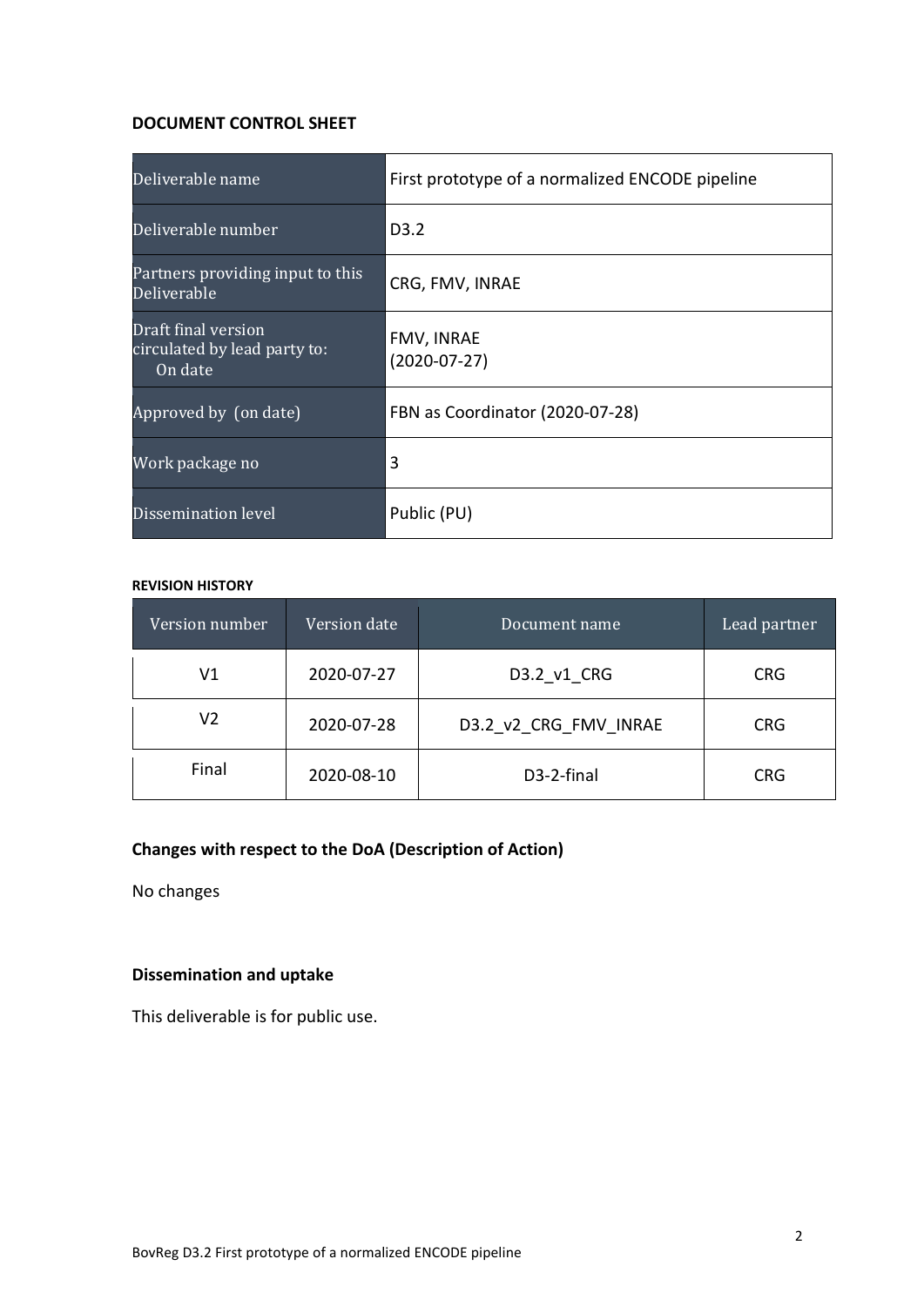**DOCUMENT CONTROL SHEET**

| Deliverable name | First prototype of a normalized ENCODE pipeline |
|---|---|
| Deliverable number | D3.2 |
| Partners providing input to this Deliverable | CRG, FMV, INRAE |
| Draft final version circulated by lead party to: On date | FMV, INRAE (2020-07-27) |
| Approved by (on date) | FBN as Coordinator (2020-07-28) |
| Work package no | 3 |
| Dissemination level | Public (PU) |

**REVISION HISTORY**

| Version number | Version date | Document name | Lead partner |
|---|---|---|---|
| V1 | 2020-07-27 | D3.2_v1_CRG | CRG |
| V2 | 2020-07-28 | D3.2_v2_CRG_FMV_INRAE | CRG |
| Final | 2020-08-10 | D3-2-final | CRG |

**Changes with respect to the DoA (Description of Action)**

No changes

**Dissemination and uptake**

This deliverable is for public use.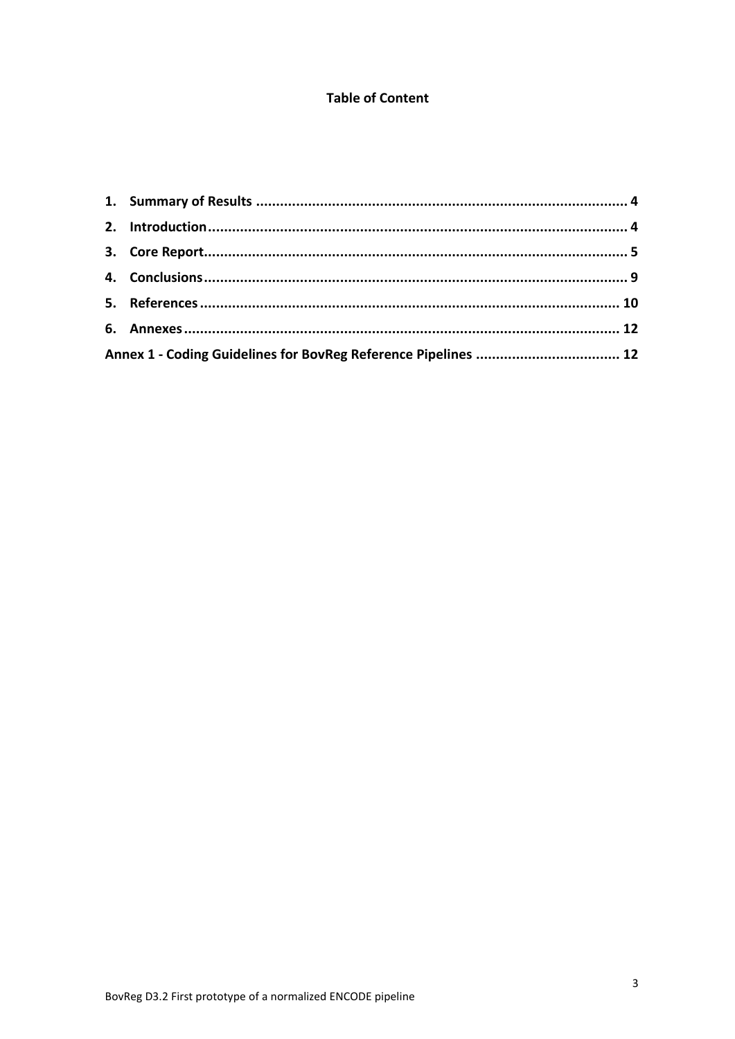**Table of Content**

1. **Summary of Results** ........................................................................................ 4
2. **Introduction** .................................................................................................... 4
3. **Core Report** ..................................................................................................... 5
4. **Conclusions** ..................................................................................................... 9
5. **References** ..................................................................................................... 10
6. **Annexes** ......................................................................................................... 12

**Annex 1 - Coding Guidelines for BovReg Reference Pipelines** ................................... 12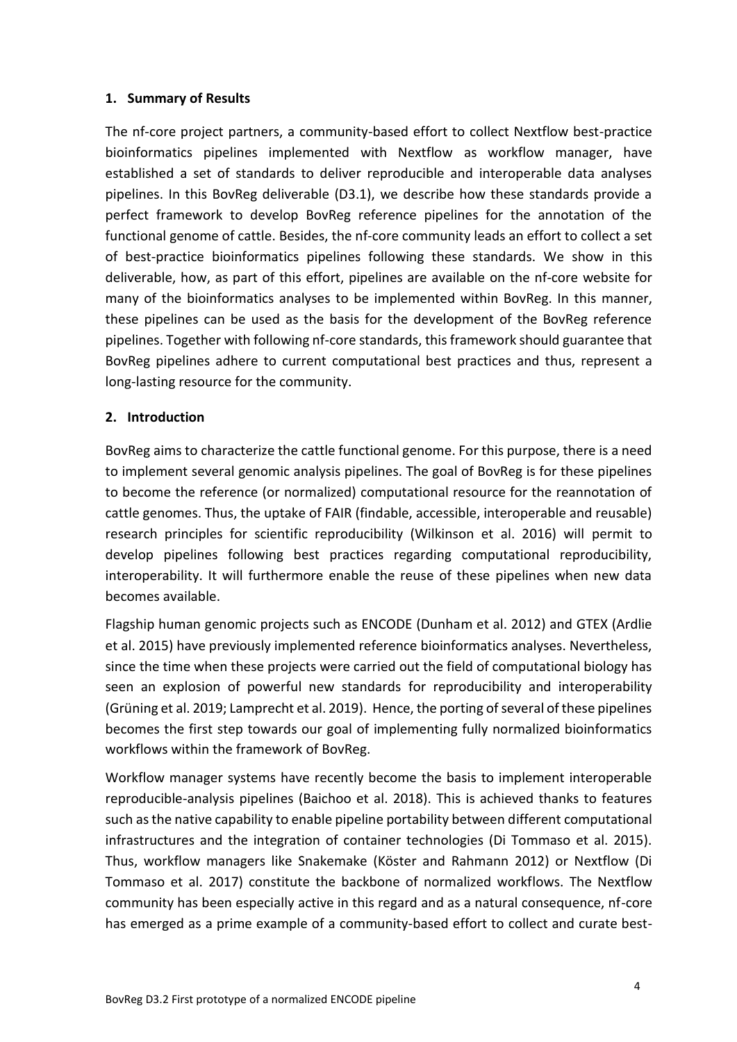## 1. Summary of Results

The nf-core project partners, a community-based effort to collect Nextflow best-practice bioinformatics pipelines implemented with Nextflow as workflow manager, have established a set of standards to deliver reproducible and interoperable data analyses pipelines. In this BovReg deliverable (D3.1), we describe how these standards provide a perfect framework to develop BovReg reference pipelines for the annotation of the functional genome of cattle. Besides, the nf-core community leads an effort to collect a set of best-practice bioinformatics pipelines following these standards. We show in this deliverable, how, as part of this effort, pipelines are available on the nf-core website for many of the bioinformatics analyses to be implemented within BovReg. In this manner, these pipelines can be used as the basis for the development of the BovReg reference pipelines. Together with following nf-core standards, this framework should guarantee that BovReg pipelines adhere to current computational best practices and thus, represent a long-lasting resource for the community.

## 2. Introduction

BovReg aims to characterize the cattle functional genome. For this purpose, there is a need to implement several genomic analysis pipelines. The goal of BovReg is for these pipelines to become the reference (or normalized) computational resource for the reannotation of cattle genomes. Thus, the uptake of FAIR (findable, accessible, interoperable and reusable) research principles for scientific reproducibility (Wilkinson et al. 2016) will permit to develop pipelines following best practices regarding computational reproducibility, interoperability. It will furthermore enable the reuse of these pipelines when new data becomes available.

Flagship human genomic projects such as ENCODE (Dunham et al. 2012) and GTEX (Ardlie et al. 2015) have previously implemented reference bioinformatics analyses. Nevertheless, since the time when these projects were carried out the field of computational biology has seen an explosion of powerful new standards for reproducibility and interoperability (Grüning et al. 2019; Lamprecht et al. 2019). Hence, the porting of several of these pipelines becomes the first step towards our goal of implementing fully normalized bioinformatics workflows within the framework of BovReg.

Workflow manager systems have recently become the basis to implement interoperable reproducible-analysis pipelines (Baichoo et al. 2018). This is achieved thanks to features such as the native capability to enable pipeline portability between different computational infrastructures and the integration of container technologies (Di Tommaso et al. 2015). Thus, workflow managers like Snakemake (Köster and Rahmann 2012) or Nextflow (Di Tommaso et al. 2017) constitute the backbone of normalized workflows. The Nextflow community has been especially active in this regard and as a natural consequence, nf-core has emerged as a prime example of a community-based effort to collect and curate best-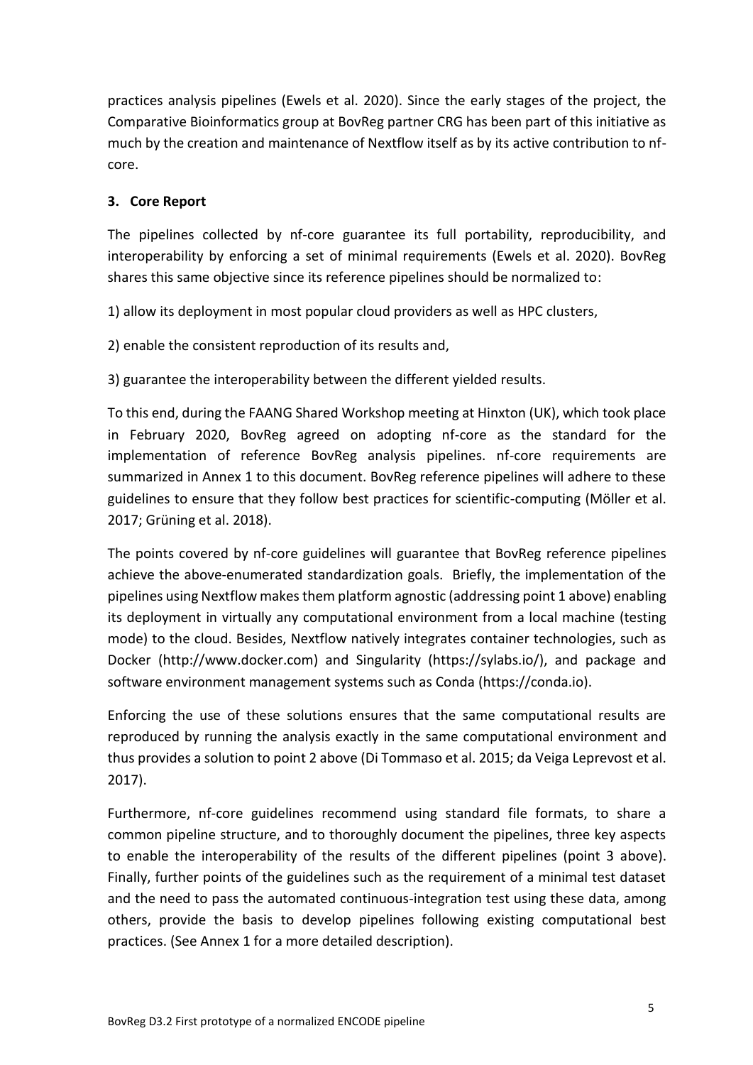practices analysis pipelines (Ewels et al. 2020). Since the early stages of the project, the Comparative Bioinformatics group at BovReg partner CRG has been part of this initiative as much by the creation and maintenance of Nextflow itself as by its active contribution to nf-core.

## 3. Core Report

The pipelines collected by nf-core guarantee its full portability, reproducibility, and interoperability by enforcing a set of minimal requirements (Ewels et al. 2020). BovReg shares this same objective since its reference pipelines should be normalized to:

1) allow its deployment in most popular cloud providers as well as HPC clusters,

2) enable the consistent reproduction of its results and,

3) guarantee the interoperability between the different yielded results.

To this end, during the FAANG Shared Workshop meeting at Hinxton (UK), which took place in February 2020, BovReg agreed on adopting nf-core as the standard for the implementation of reference BovReg analysis pipelines. nf-core requirements are summarized in Annex 1 to this document. BovReg reference pipelines will adhere to these guidelines to ensure that they follow best practices for scientific-computing (Möller et al. 2017; Grüning et al. 2018).

The points covered by nf-core guidelines will guarantee that BovReg reference pipelines achieve the above-enumerated standardization goals. Briefly, the implementation of the pipelines using Nextflow makes them platform agnostic (addressing point 1 above) enabling its deployment in virtually any computational environment from a local machine (testing mode) to the cloud. Besides, Nextflow natively integrates container technologies, such as Docker (http://www.docker.com) and Singularity (https://sylabs.io/), and package and software environment management systems such as Conda (https://conda.io).

Enforcing the use of these solutions ensures that the same computational results are reproduced by running the analysis exactly in the same computational environment and thus provides a solution to point 2 above (Di Tommaso et al. 2015; da Veiga Leprevost et al. 2017).

Furthermore, nf-core guidelines recommend using standard file formats, to share a common pipeline structure, and to thoroughly document the pipelines, three key aspects to enable the interoperability of the results of the different pipelines (point 3 above). Finally, further points of the guidelines such as the requirement of a minimal test dataset and the need to pass the automated continuous-integration test using these data, among others, provide the basis to develop pipelines following existing computational best practices. (See Annex 1 for a more detailed description).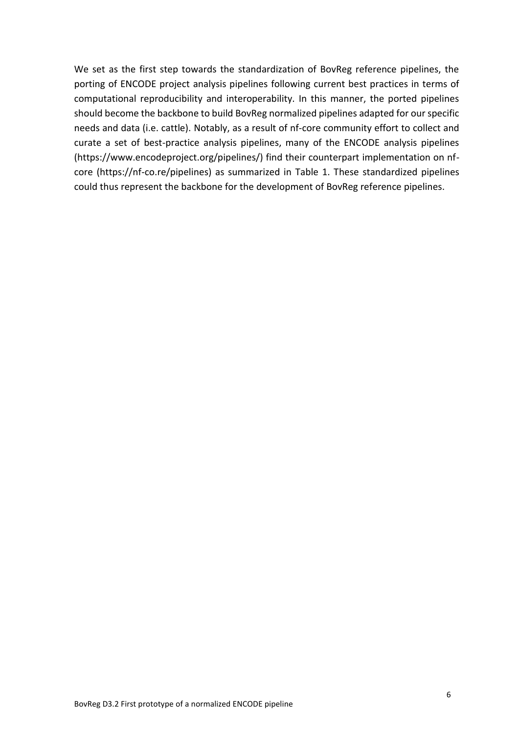We set as the first step towards the standardization of BovReg reference pipelines, the porting of ENCODE project analysis pipelines following current best practices in terms of computational reproducibility and interoperability. In this manner, the ported pipelines should become the backbone to build BovReg normalized pipelines adapted for our specific needs and data (i.e. cattle). Notably, as a result of nf-core community effort to collect and curate a set of best-practice analysis pipelines, many of the ENCODE analysis pipelines (https://www.encodeproject.org/pipelines/) find their counterpart implementation on nf-core (https://nf-co.re/pipelines) as summarized in Table 1. These standardized pipelines could thus represent the backbone for the development of BovReg reference pipelines.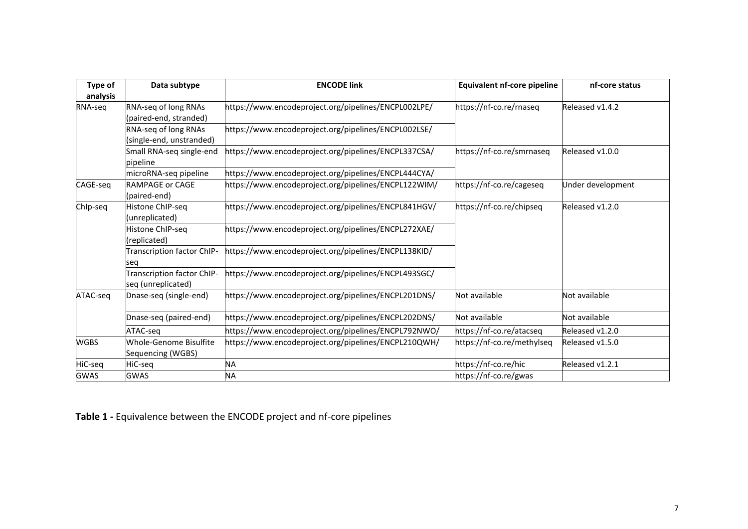| Type of analysis | Data subtype | ENCODE link | Equivalent nf-core pipeline | nf-core status |
|---|---|---|---|---|
| RNA-seq | RNA-seq of long RNAs (paired-end, stranded) | https://www.encodeproject.org/pipelines/ENCPL002LPE/ | https://nf-co.re/rnaseq | Released v1.4.2 |
| | RNA-seq of long RNAs (single-end, unstranded) | https://www.encodeproject.org/pipelines/ENCPL002LSE/ | | |
| | Small RNA-seq single-end pipeline | https://www.encodeproject.org/pipelines/ENCPL337CSA/ | https://nf-co.re/smrnaseq | Released v1.0.0 |
| | microRNA-seq pipeline | https://www.encodeproject.org/pipelines/ENCPL444CYA/ | | |
| CAGE-seq | RAMPAGE or CAGE (paired-end) | https://www.encodeproject.org/pipelines/ENCPL122WIM/ | https://nf-co.re/cageseq | Under development |
| ChIp-seq | Histone ChIP-seq (unreplicated) | https://www.encodeproject.org/pipelines/ENCPL841HGV/ | https://nf-co.re/chipseq | Released v1.2.0 |
| | Histone ChIP-seq (replicated) | https://www.encodeproject.org/pipelines/ENCPL272XAE/ | | |
| | Transcription factor ChIP-seq | https://www.encodeproject.org/pipelines/ENCPL138KID/ | | |
| | Transcription factor ChIP-seq (unreplicated) | https://www.encodeproject.org/pipelines/ENCPL493SGC/ | | |
| ATAC-seq | Dnase-seq (single-end) | https://www.encodeproject.org/pipelines/ENCPL201DNS/ | Not available | Not available |
| | Dnase-seq (paired-end) | https://www.encodeproject.org/pipelines/ENCPL202DNS/ | Not available | Not available |
| | ATAC-seq | https://www.encodeproject.org/pipelines/ENCPL792NWO/ | https://nf-co.re/atacseq | Released v1.2.0 |
| WGBS | Whole-Genome Bisulfite Sequencing (WGBS) | https://www.encodeproject.org/pipelines/ENCPL210QWH/ | https://nf-co.re/methylseq | Released v1.5.0 |
| HiC-seq | HiC-seq | NA | https://nf-co.re/hic | Released v1.2.1 |
| GWAS | GWAS | NA | https://nf-co.re/gwas | |

**Table 1 -** Equivalence between the ENCODE project and nf-core pipelines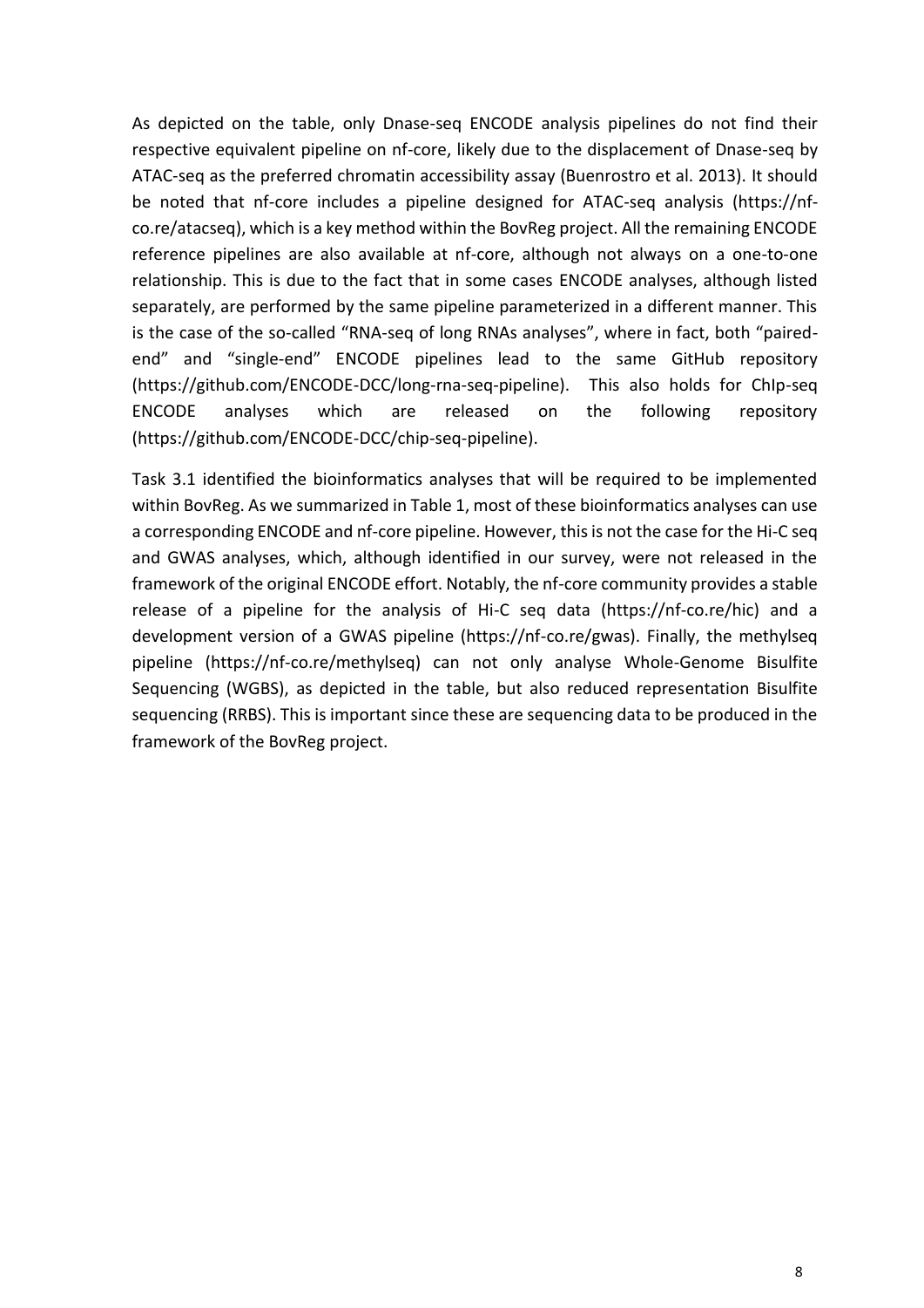As depicted on the table, only Dnase-seq ENCODE analysis pipelines do not find their respective equivalent pipeline on nf-core, likely due to the displacement of Dnase-seq by ATAC-seq as the preferred chromatin accessibility assay (Buenrostro et al. 2013). It should be noted that nf-core includes a pipeline designed for ATAC-seq analysis (https://nf-co.re/atacseq), which is a key method within the BovReg project. All the remaining ENCODE reference pipelines are also available at nf-core, although not always on a one-to-one relationship. This is due to the fact that in some cases ENCODE analyses, although listed separately, are performed by the same pipeline parameterized in a different manner. This is the case of the so-called "RNA-seq of long RNAs analyses", where in fact, both "paired-end" and "single-end" ENCODE pipelines lead to the same GitHub repository (https://github.com/ENCODE-DCC/long-rna-seq-pipeline). This also holds for ChIp-seq ENCODE analyses which are released on the following repository (https://github.com/ENCODE-DCC/chip-seq-pipeline).

Task 3.1 identified the bioinformatics analyses that will be required to be implemented within BovReg. As we summarized in Table 1, most of these bioinformatics analyses can use a corresponding ENCODE and nf-core pipeline. However, this is not the case for the Hi-C seq and GWAS analyses, which, although identified in our survey, were not released in the framework of the original ENCODE effort. Notably, the nf-core community provides a stable release of a pipeline for the analysis of Hi-C seq data (https://nf-co.re/hic) and a development version of a GWAS pipeline (https://nf-co.re/gwas). Finally, the methylseq pipeline (https://nf-co.re/methylseq) can not only analyse Whole-Genome Bisulfite Sequencing (WGBS), as depicted in the table, but also reduced representation Bisulfite sequencing (RRBS). This is important since these are sequencing data to be produced in the framework of the BovReg project.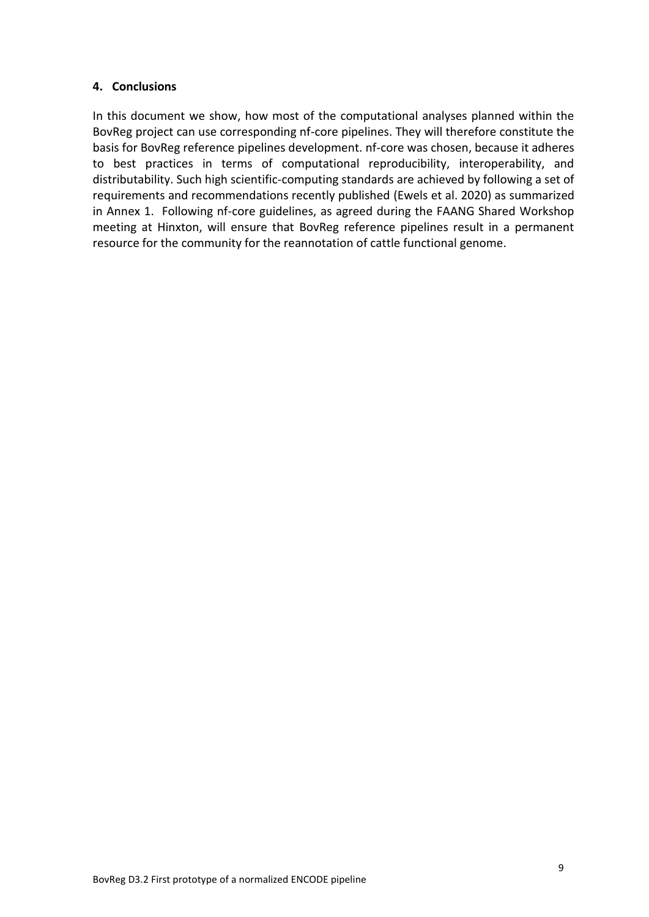## 4. Conclusions

In this document we show, how most of the computational analyses planned within the BovReg project can use corresponding nf-core pipelines. They will therefore constitute the basis for BovReg reference pipelines development. nf-core was chosen, because it adheres to best practices in terms of computational reproducibility, interoperability, and distributability. Such high scientific-computing standards are achieved by following a set of requirements and recommendations recently published (Ewels et al. 2020) as summarized in Annex 1. Following nf-core guidelines, as agreed during the FAANG Shared Workshop meeting at Hinxton, will ensure that BovReg reference pipelines result in a permanent resource for the community for the reannotation of cattle functional genome.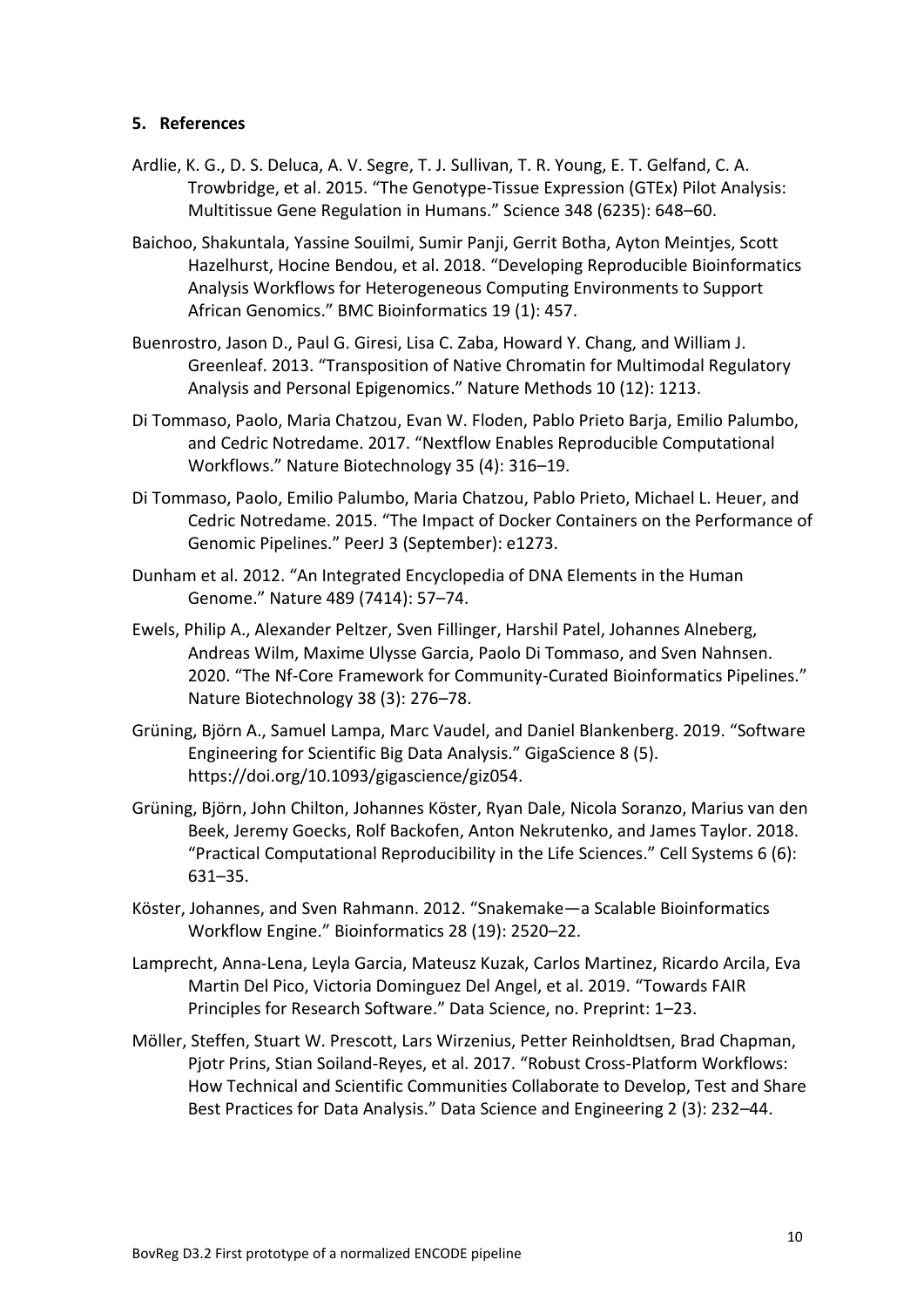## 5. References

Ardlie, K. G., D. S. Deluca, A. V. Segre, T. J. Sullivan, T. R. Young, E. T. Gelfand, C. A. Trowbridge, et al. 2015. "The Genotype-Tissue Expression (GTEx) Pilot Analysis: Multitissue Gene Regulation in Humans." Science 348 (6235): 648–60.

Baichoo, Shakuntala, Yassine Souilmi, Sumir Panji, Gerrit Botha, Ayton Meintjes, Scott Hazelhurst, Hocine Bendou, et al. 2018. "Developing Reproducible Bioinformatics Analysis Workflows for Heterogeneous Computing Environments to Support African Genomics." BMC Bioinformatics 19 (1): 457.

Buenrostro, Jason D., Paul G. Giresi, Lisa C. Zaba, Howard Y. Chang, and William J. Greenleaf. 2013. "Transposition of Native Chromatin for Multimodal Regulatory Analysis and Personal Epigenomics." Nature Methods 10 (12): 1213.

Di Tommaso, Paolo, Maria Chatzou, Evan W. Floden, Pablo Prieto Barja, Emilio Palumbo, and Cedric Notredame. 2017. "Nextflow Enables Reproducible Computational Workflows." Nature Biotechnology 35 (4): 316–19.

Di Tommaso, Paolo, Emilio Palumbo, Maria Chatzou, Pablo Prieto, Michael L. Heuer, and Cedric Notredame. 2015. "The Impact of Docker Containers on the Performance of Genomic Pipelines." PeerJ 3 (September): e1273.

Dunham et al. 2012. "An Integrated Encyclopedia of DNA Elements in the Human Genome." Nature 489 (7414): 57–74.

Ewels, Philip A., Alexander Peltzer, Sven Fillinger, Harshil Patel, Johannes Alneberg, Andreas Wilm, Maxime Ulysse Garcia, Paolo Di Tommaso, and Sven Nahnsen. 2020. "The Nf-Core Framework for Community-Curated Bioinformatics Pipelines." Nature Biotechnology 38 (3): 276–78.

Grüning, Björn A., Samuel Lampa, Marc Vaudel, and Daniel Blankenberg. 2019. "Software Engineering for Scientific Big Data Analysis." GigaScience 8 (5). https://doi.org/10.1093/gigascience/giz054.

Grüning, Björn, John Chilton, Johannes Köster, Ryan Dale, Nicola Soranzo, Marius van den Beek, Jeremy Goecks, Rolf Backofen, Anton Nekrutenko, and James Taylor. 2018. "Practical Computational Reproducibility in the Life Sciences." Cell Systems 6 (6): 631–35.

Köster, Johannes, and Sven Rahmann. 2012. "Snakemake—a Scalable Bioinformatics Workflow Engine." Bioinformatics 28 (19): 2520–22.

Lamprecht, Anna-Lena, Leyla Garcia, Mateusz Kuzak, Carlos Martinez, Ricardo Arcila, Eva Martin Del Pico, Victoria Dominguez Del Angel, et al. 2019. "Towards FAIR Principles for Research Software." Data Science, no. Preprint: 1–23.

Möller, Steffen, Stuart W. Prescott, Lars Wirzenius, Petter Reinholdtsen, Brad Chapman, Pjotr Prins, Stian Soiland-Reyes, et al. 2017. "Robust Cross-Platform Workflows: How Technical and Scientific Communities Collaborate to Develop, Test and Share Best Practices for Data Analysis." Data Science and Engineering 2 (3): 232–44.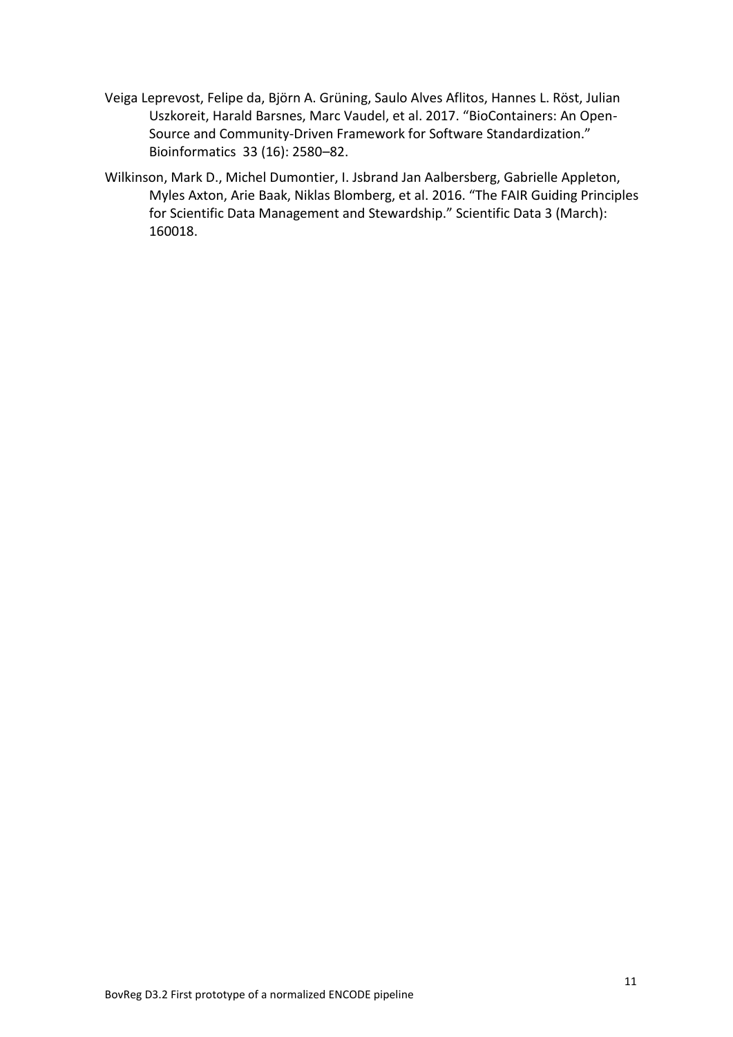Veiga Leprevost, Felipe da, Björn A. Grüning, Saulo Alves Aflitos, Hannes L. Röst, Julian Uszkoreit, Harald Barsnes, Marc Vaudel, et al. 2017. "BioContainers: An Open-Source and Community-Driven Framework for Software Standardization." Bioinformatics 33 (16): 2580–82.

Wilkinson, Mark D., Michel Dumontier, I. Jsbrand Jan Aalbersberg, Gabrielle Appleton, Myles Axton, Arie Baak, Niklas Blomberg, et al. 2016. "The FAIR Guiding Principles for Scientific Data Management and Stewardship." Scientific Data 3 (March): 160018.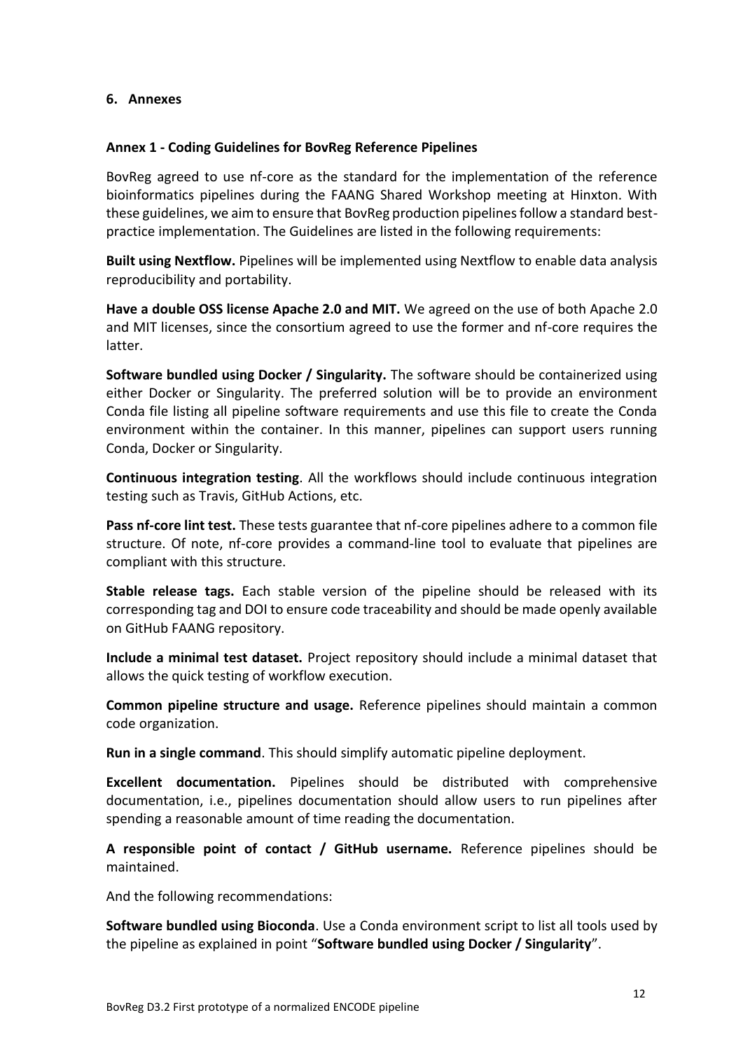## 6. Annexes

### Annex 1 - Coding Guidelines for BovReg Reference Pipelines

BovReg agreed to use nf-core as the standard for the implementation of the reference bioinformatics pipelines during the FAANG Shared Workshop meeting at Hinxton. With these guidelines, we aim to ensure that BovReg production pipelines follow a standard best-practice implementation. The Guidelines are listed in the following requirements:

**Built using Nextflow.** Pipelines will be implemented using Nextflow to enable data analysis reproducibility and portability.

**Have a double OSS license Apache 2.0 and MIT.** We agreed on the use of both Apache 2.0 and MIT licenses, since the consortium agreed to use the former and nf-core requires the latter.

**Software bundled using Docker / Singularity.** The software should be containerized using either Docker or Singularity. The preferred solution will be to provide an environment Conda file listing all pipeline software requirements and use this file to create the Conda environment within the container. In this manner, pipelines can support users running Conda, Docker or Singularity.

**Continuous integration testing**. All the workflows should include continuous integration testing such as Travis, GitHub Actions, etc.

**Pass nf-core lint test.** These tests guarantee that nf-core pipelines adhere to a common file structure. Of note, nf-core provides a command-line tool to evaluate that pipelines are compliant with this structure.

**Stable release tags.** Each stable version of the pipeline should be released with its corresponding tag and DOI to ensure code traceability and should be made openly available on GitHub FAANG repository.

**Include a minimal test dataset.** Project repository should include a minimal dataset that allows the quick testing of workflow execution.

**Common pipeline structure and usage.** Reference pipelines should maintain a common code organization.

**Run in a single command**. This should simplify automatic pipeline deployment.

**Excellent documentation.** Pipelines should be distributed with comprehensive documentation, i.e., pipelines documentation should allow users to run pipelines after spending a reasonable amount of time reading the documentation.

**A responsible point of contact / GitHub username.** Reference pipelines should be maintained.

And the following recommendations:

**Software bundled using Bioconda**. Use a Conda environment script to list all tools used by the pipeline as explained in point "**Software bundled using Docker / Singularity**".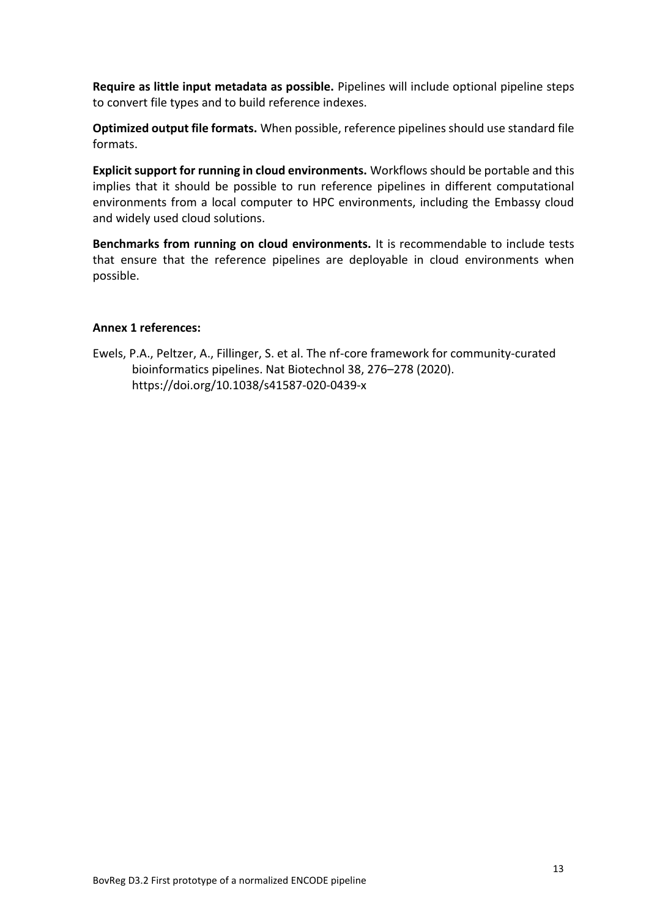**Require as little input metadata as possible.** Pipelines will include optional pipeline steps to convert file types and to build reference indexes.

**Optimized output file formats.** When possible, reference pipelines should use standard file formats.

**Explicit support for running in cloud environments.** Workflows should be portable and this implies that it should be possible to run reference pipelines in different computational environments from a local computer to HPC environments, including the Embassy cloud and widely used cloud solutions.

**Benchmarks from running on cloud environments.** It is recommendable to include tests that ensure that the reference pipelines are deployable in cloud environments when possible.

**Annex 1 references:**

Ewels, P.A., Peltzer, A., Fillinger, S. et al. The nf-core framework for community-curated bioinformatics pipelines. Nat Biotechnol 38, 276–278 (2020). https://doi.org/10.1038/s41587-020-0439-x